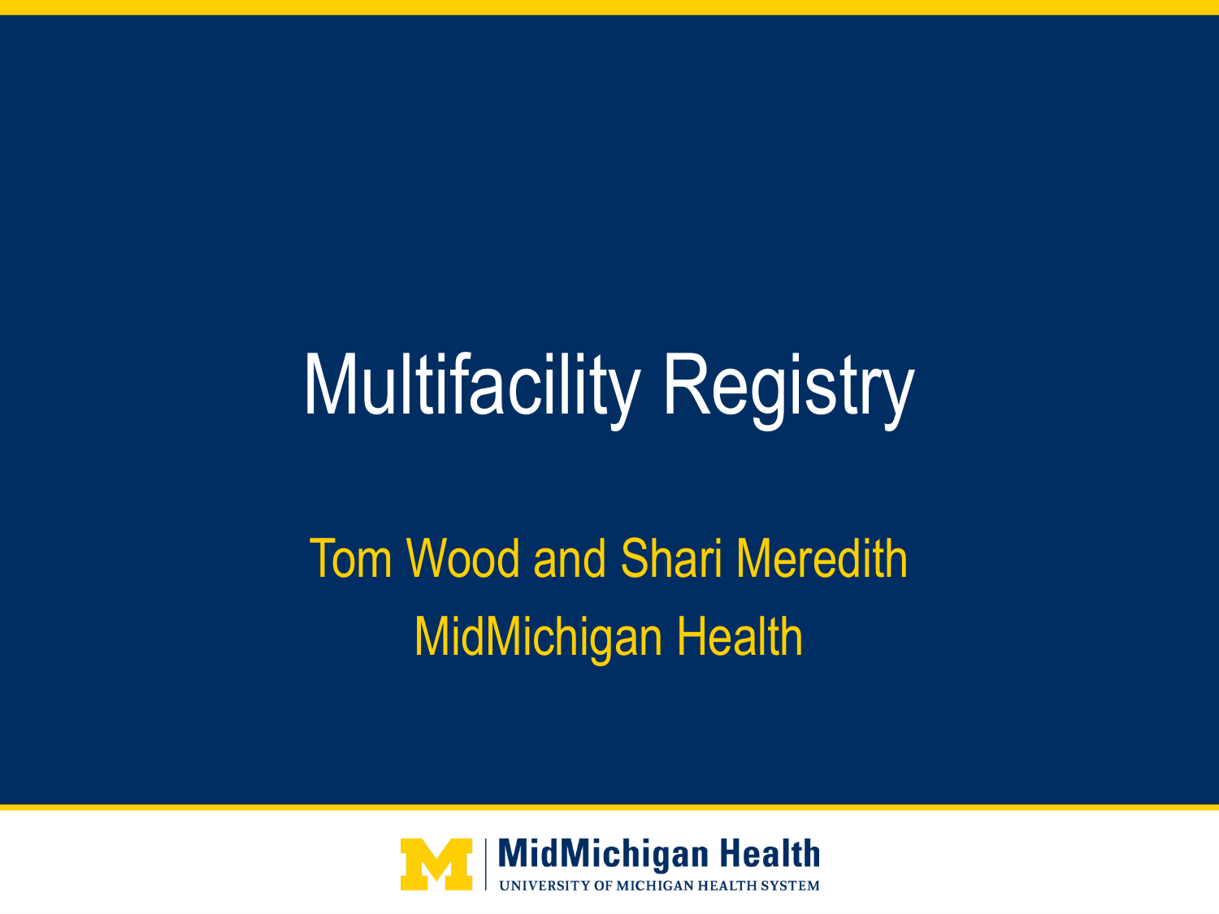# Multifacility Registry

Tom Wood and Shari Meredith

MidMichigan Health

MidMichigan Health
UNIVERSITY OF MICHIGAN HEALTH SYSTEM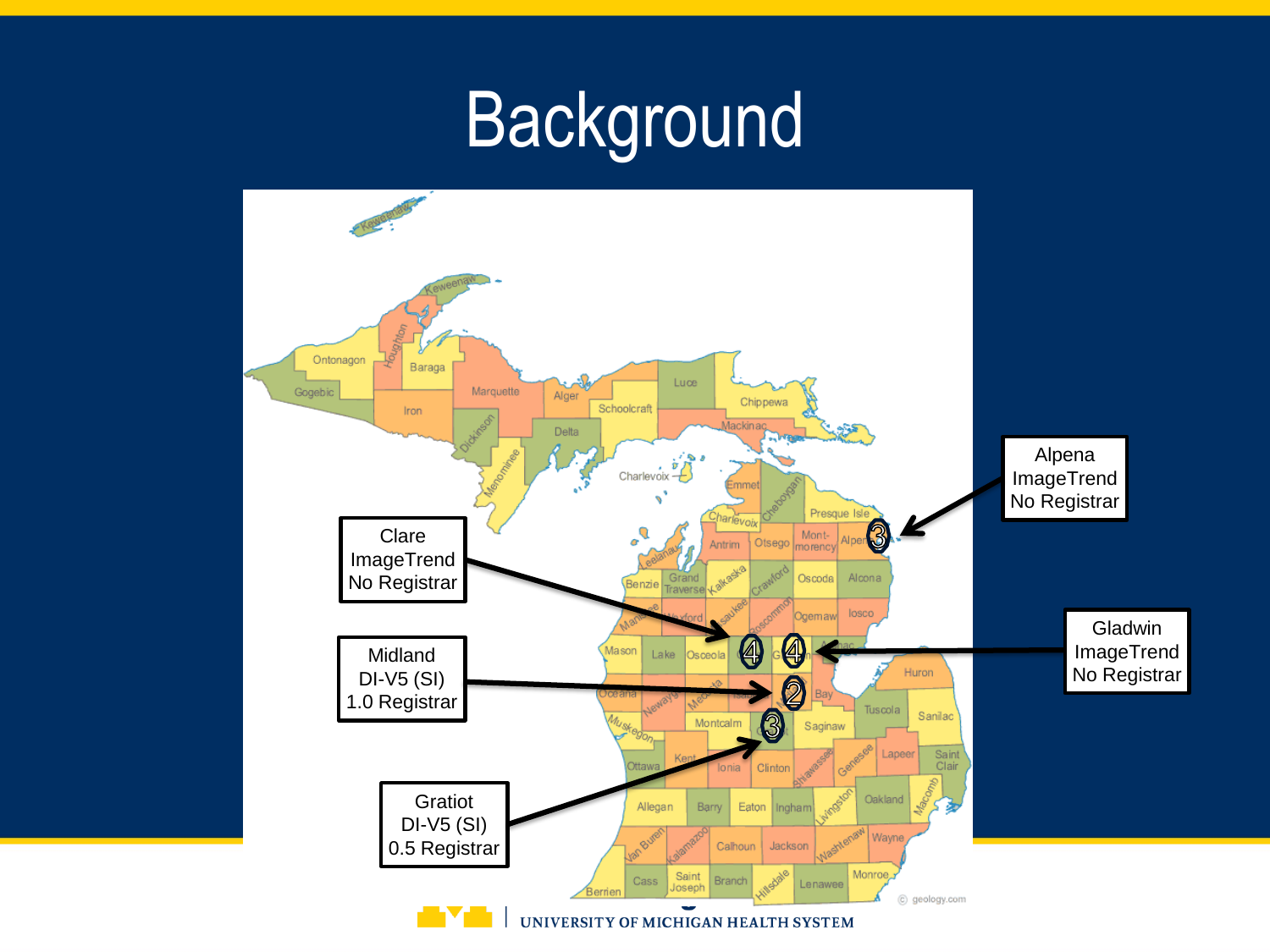# Background

Clare
ImageTrend
No Registrar

Midland
DI-V5 (SI)
1.0 Registrar

Gratiot
DI-V5 (SI)
0.5 Registrar

Alpena
ImageTrend
No Registrar

Gladwin
ImageTrend
No Registrar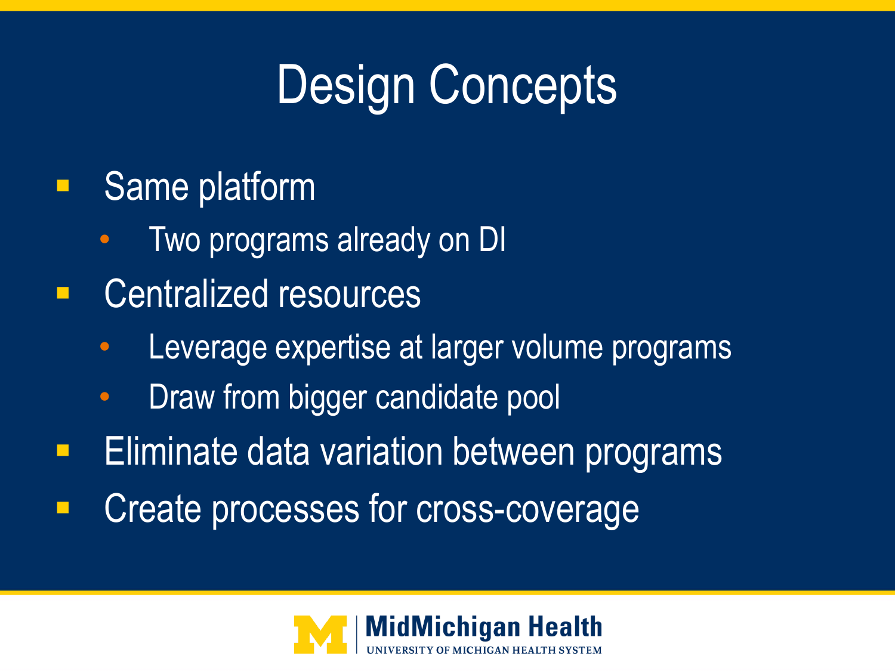# Design Concepts

- Same platform
  - Two programs already on DI
- Centralized resources
  - Leverage expertise at larger volume programs
  - Draw from bigger candidate pool
- Eliminate data variation between programs
- Create processes for cross-coverage

MidMichigan Health
UNIVERSITY OF MICHIGAN HEALTH SYSTEM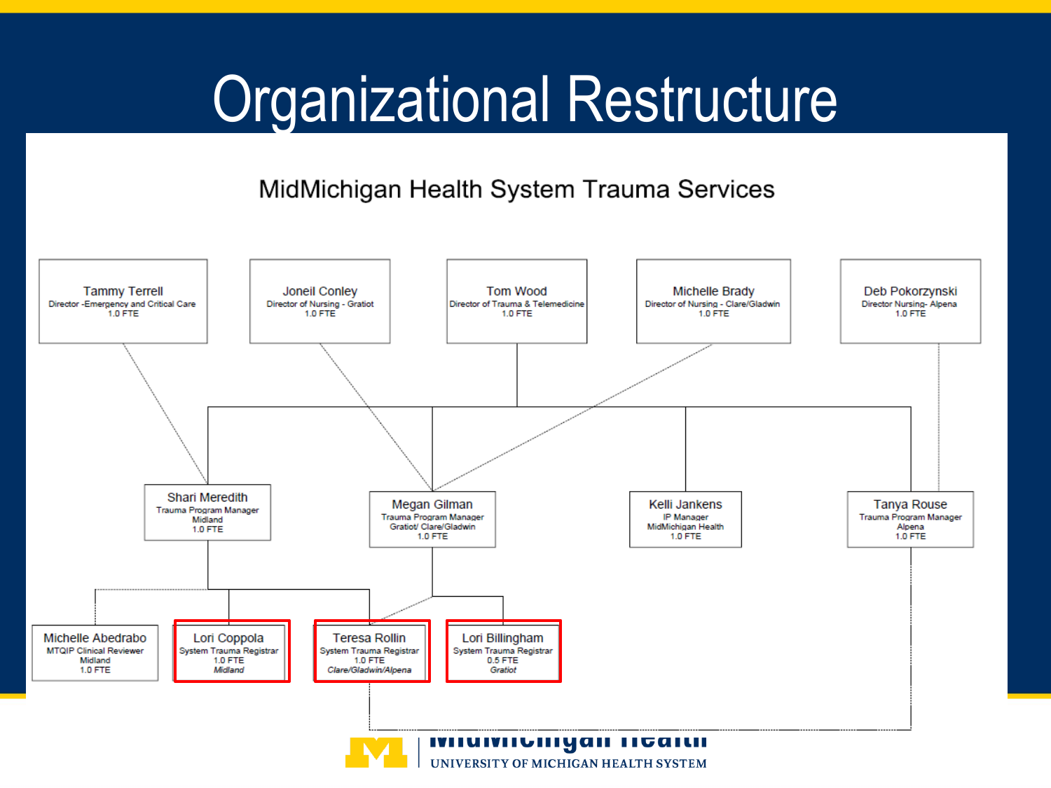# Organizational Restructure

## MidMichigan Health System Trauma Services

**Tammy Terrell**
Director -Emergency and Critical Care
1.0 FTE

**Joneil Conley**
Director of Nursing - Gratiot
1.0 FTE

**Tom Wood**
Director of Trauma & Telemedicine
1.0 FTE

**Michelle Brady**
Director of Nursing - Clare/Gladwin
1.0 FTE

**Deb Pokorzynski**
Director Nursing- Alpena
1.0 FTE

**Shari Meredith**
Trauma Program Manager
Midland
1.0 FTE

**Megan Gilman**
Trauma Program Manager
Gratiot/ Clare/Gladwin
1.0 FTE

**Kelli Jankens**
IP Manager
MidMichigan Health
1.0 FTE

**Tanya Rouse**
Trauma Program Manager
Alpena
1.0 FTE

**Michelle Abedrabo**
MTQIP Clinical Reviewer
Midland
1.0 FTE

**Lori Coppola**
System Trauma Registrar
1.0 FTE
*Midland*

**Teresa Rollin**
System Trauma Registrar
1.0 FTE
*Clare/Gladwin/Alpena*

**Lori Billingham**
System Trauma Registrar
0.5 FTE
*Gratiot*

MidMichigan Health
UNIVERSITY OF MICHIGAN HEALTH SYSTEM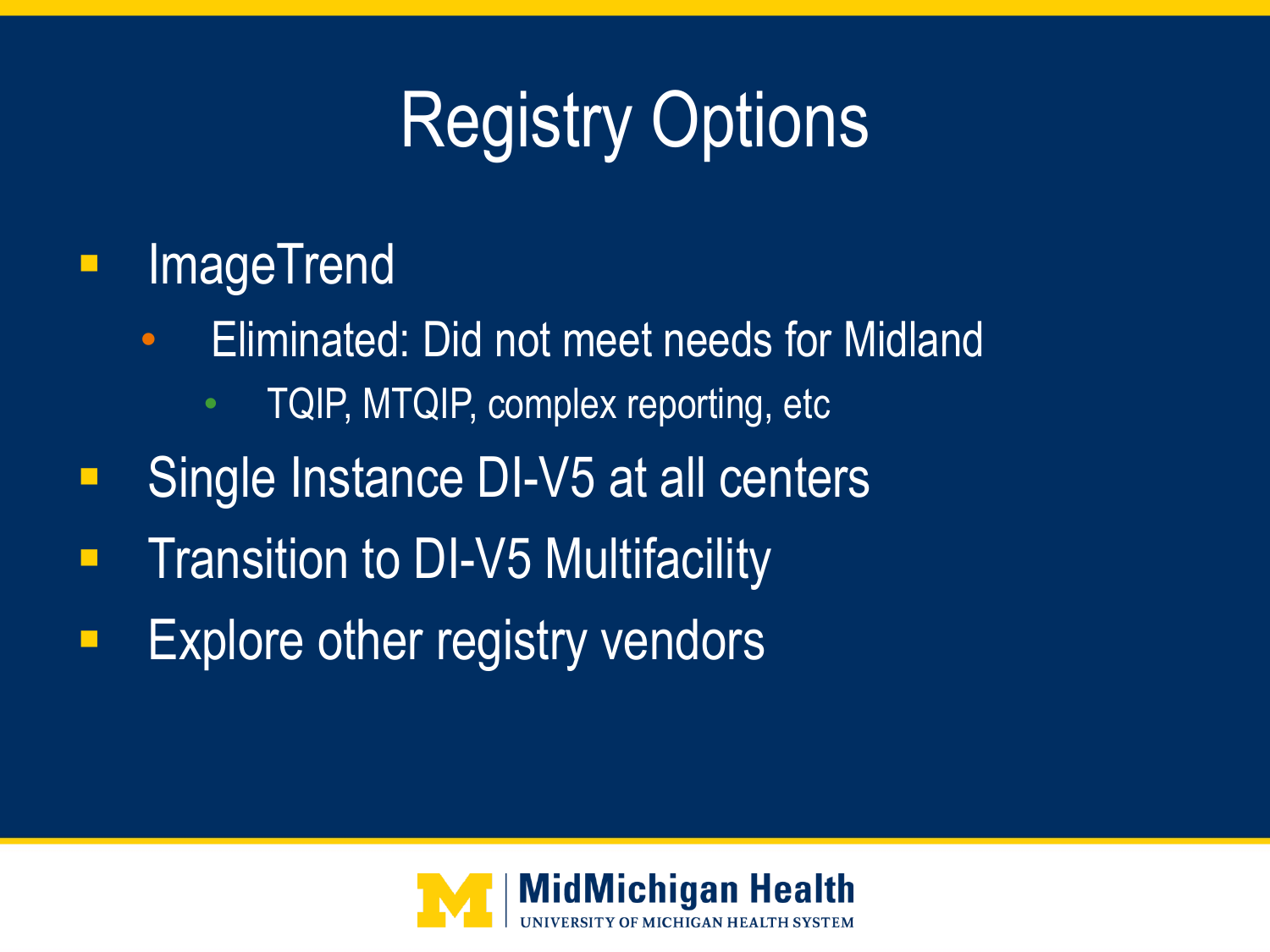# Registry Options

- ImageTrend
  - Eliminated: Did not meet needs for Midland
    - TQIP, MTQIP, complex reporting, etc
- Single Instance DI-V5 at all centers
- Transition to DI-V5 Multifacility
- Explore other registry vendors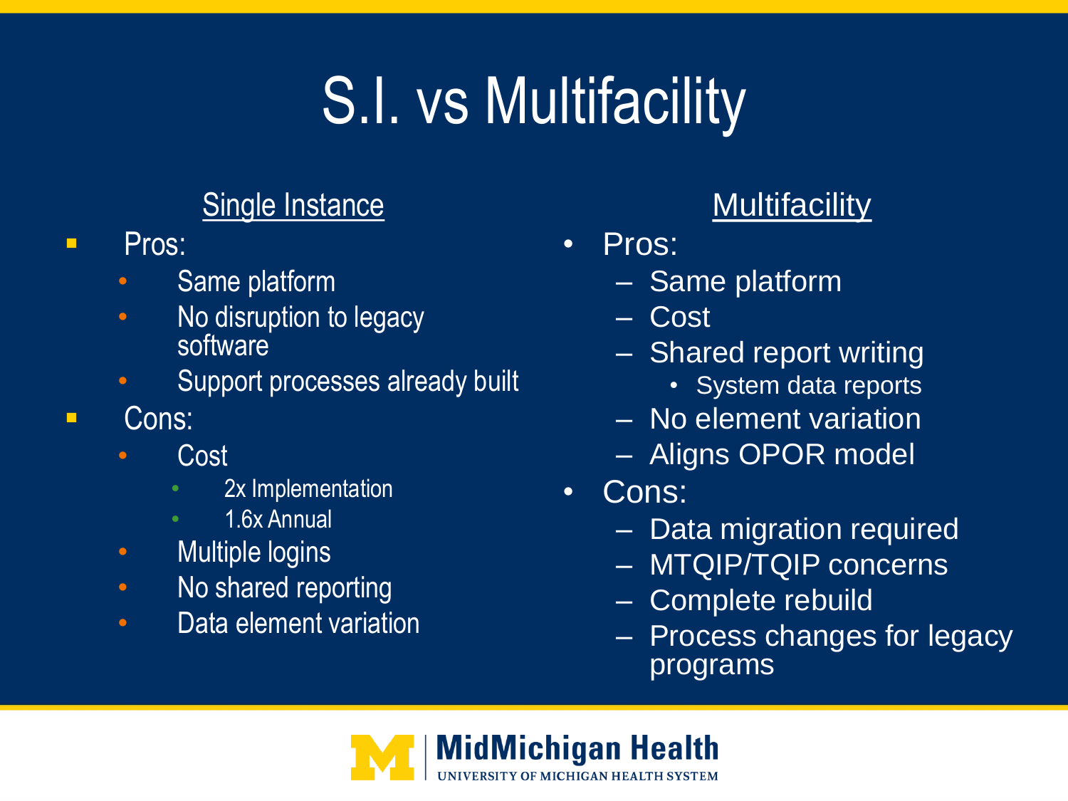# S.I. vs Multifacility

## Single Instance

- Pros:
  - Same platform
  - No disruption to legacy software
  - Support processes already built
- Cons:
  - Cost
    - 2x Implementation
    - 1.6x Annual
  - Multiple logins
  - No shared reporting
  - Data element variation

## Multifacility

- Pros:
  - Same platform
  - Cost
  - Shared report writing
    - System data reports
  - No element variation
  - Aligns OPOR model
- Cons:
  - Data migration required
  - MTQIP/TQIP concerns
  - Complete rebuild
  - Process changes for legacy programs

MidMichigan Health
UNIVERSITY OF MICHIGAN HEALTH SYSTEM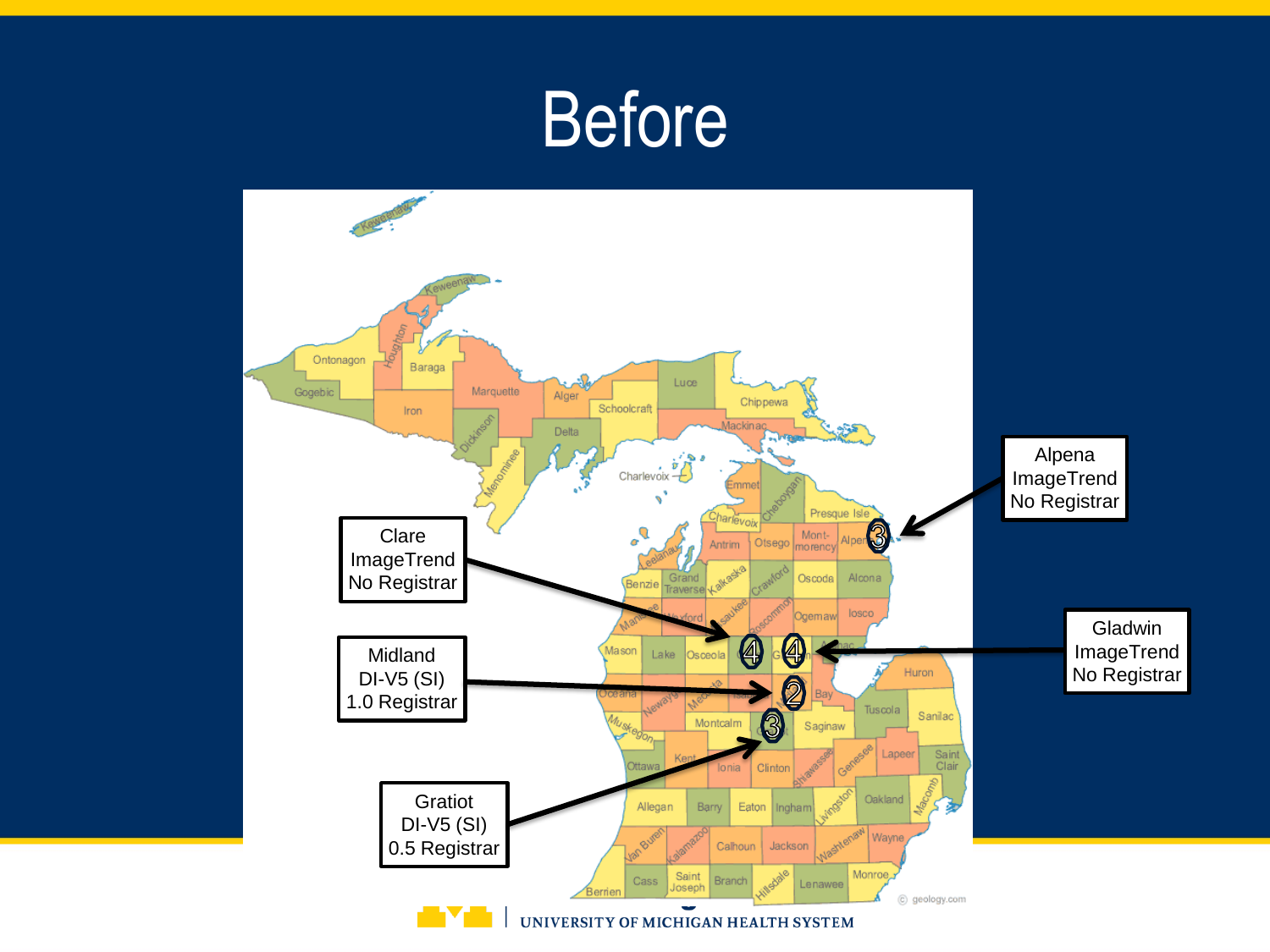# Before

Clare
ImageTrend
No Registrar

Midland
DI-V5 (SI)
1.0 Registrar

Gratiot
DI-V5 (SI)
0.5 Registrar

Alpena
ImageTrend
No Registrar

Gladwin
ImageTrend
No Registrar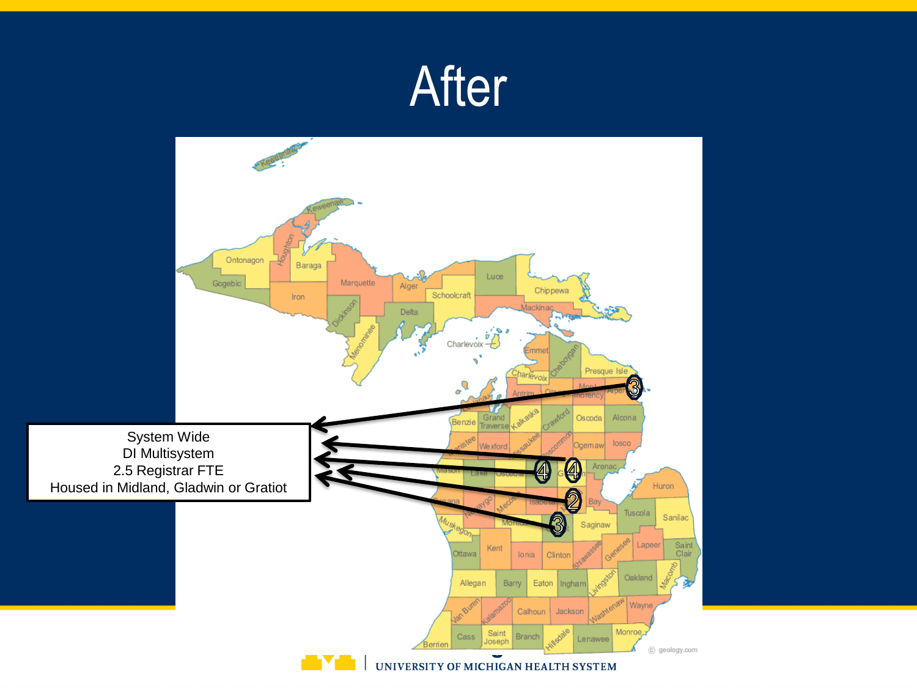# After

System Wide
DI Multisystem
2.5 Registrar FTE
Housed in Midland, Gladwin or Gratiot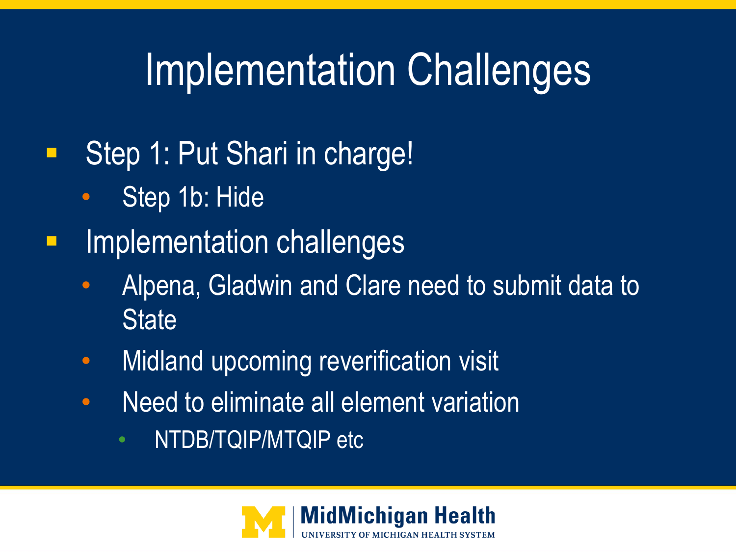# Implementation Challenges

- Step 1: Put Shari in charge!
  - Step 1b: Hide
- Implementation challenges
  - Alpena, Gladwin and Clare need to submit data to State
  - Midland upcoming reverification visit
  - Need to eliminate all element variation
    - NTDB/TQIP/MTQIP etc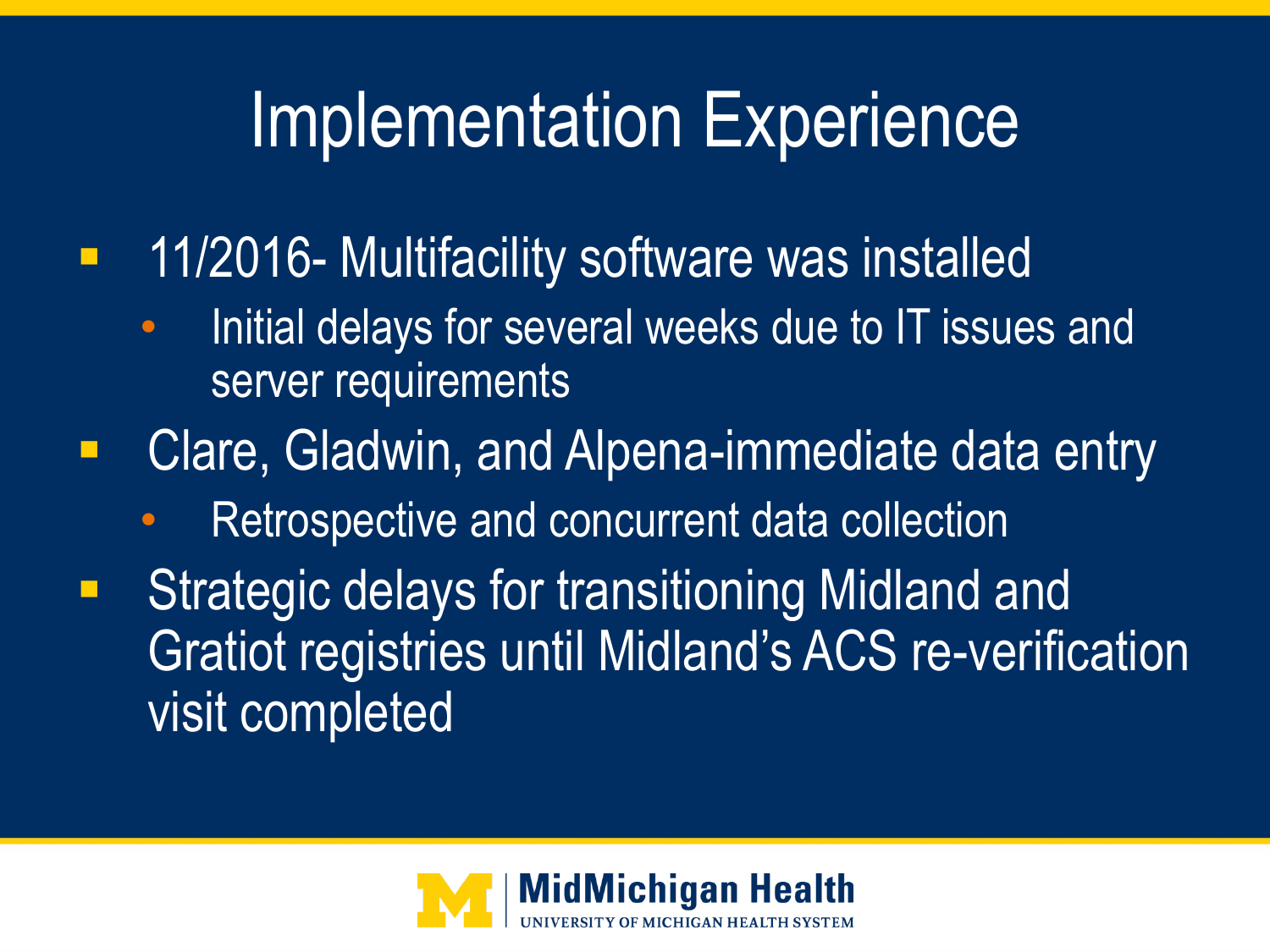# Implementation Experience

- 11/2016- Multifacility software was installed
  - Initial delays for several weeks due to IT issues and server requirements
- Clare, Gladwin, and Alpena-immediate data entry
  - Retrospective and concurrent data collection
- Strategic delays for transitioning Midland and Gratiot registries until Midland's ACS re-verification visit completed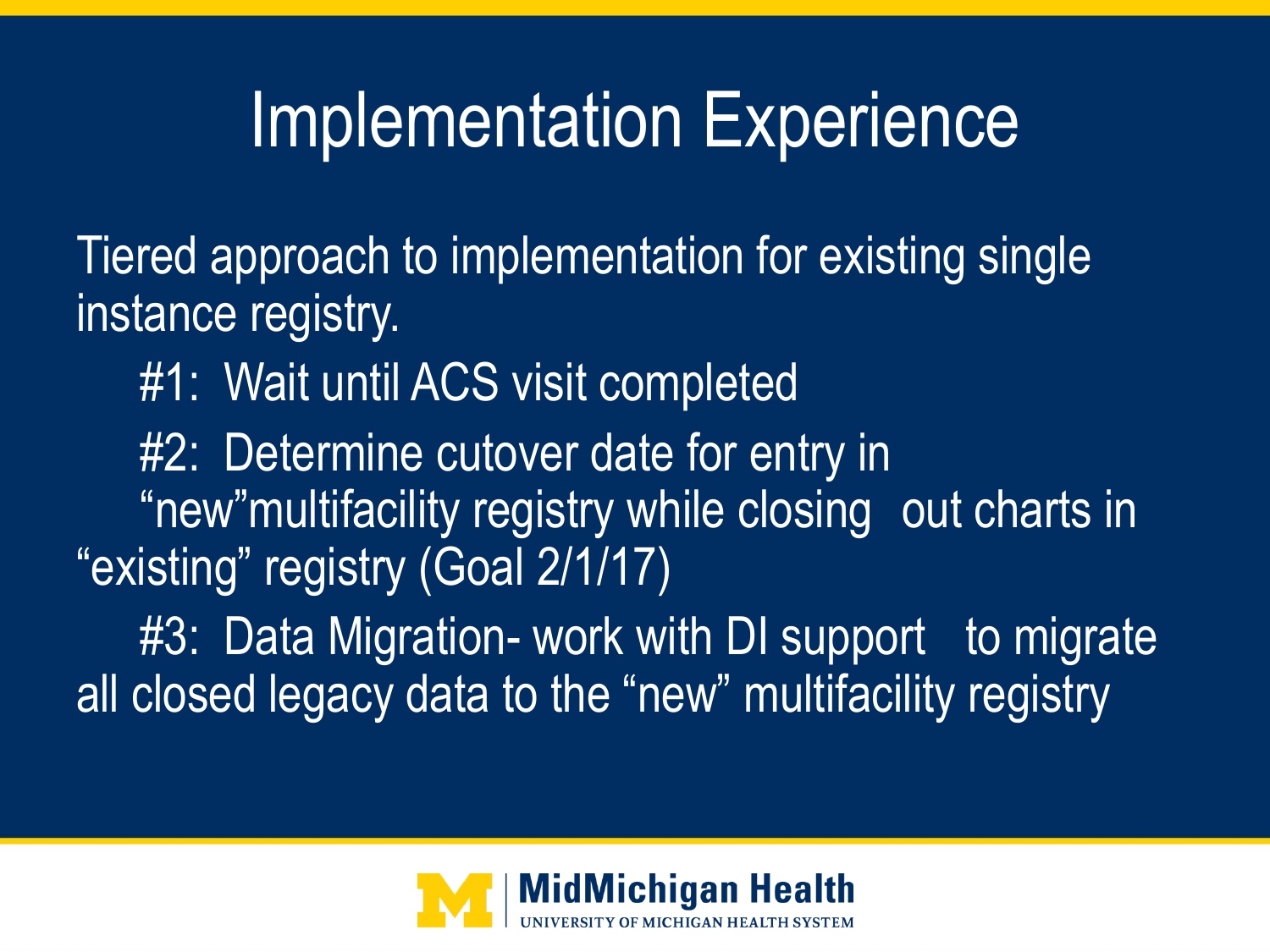# Implementation Experience

Tiered approach to implementation for existing single instance registry.

#1: Wait until ACS visit completed

#2: Determine cutover date for entry in "new"multifacility registry while closing out charts in "existing" registry (Goal 2/1/17)

#3: Data Migration- work with DI support to migrate all closed legacy data to the "new" multifacility registry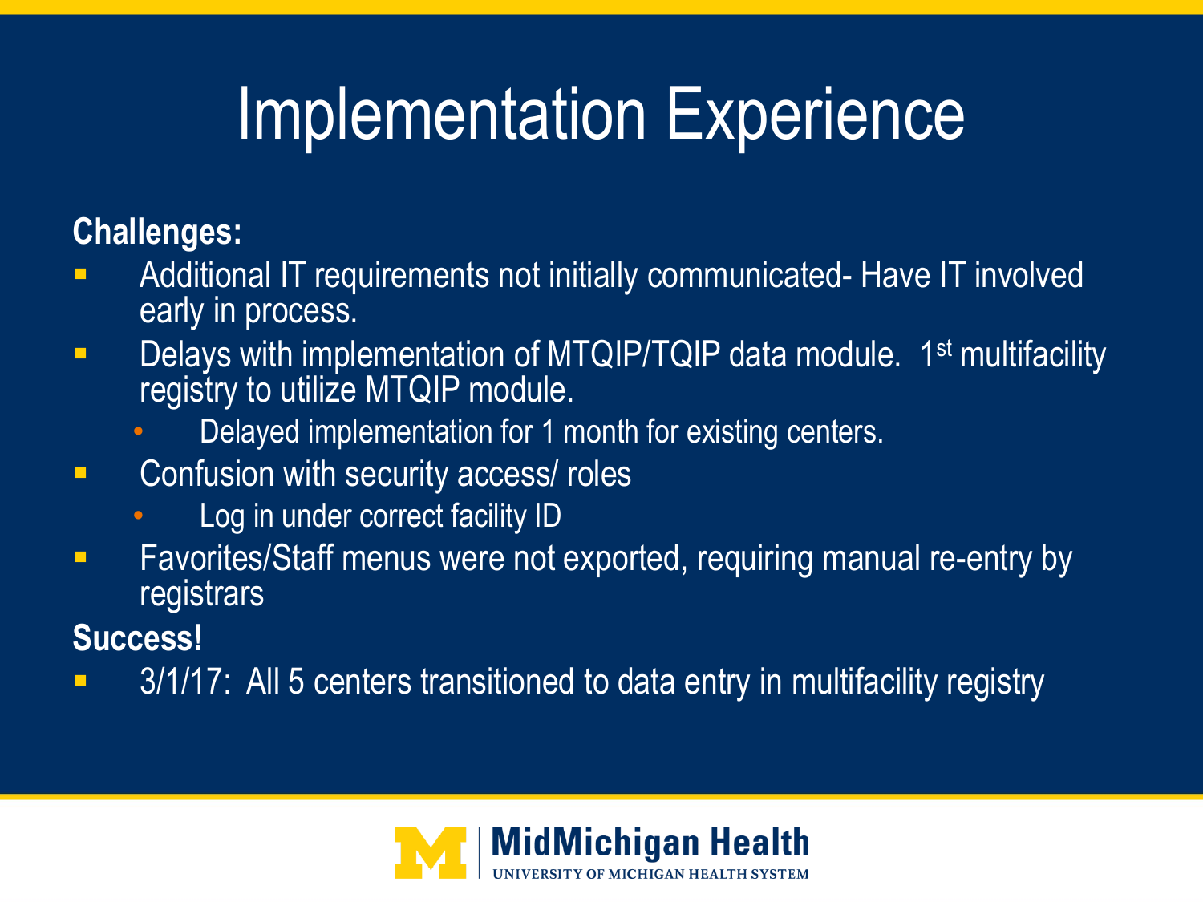# Implementation Experience

**Challenges:**

- Additional IT requirements not initially communicated- Have IT involved early in process.
- Delays with implementation of MTQIP/TQIP data module. 1st multifacility registry to utilize MTQIP module.
  - Delayed implementation for 1 month for existing centers.
- Confusion with security access/ roles
  - Log in under correct facility ID
- Favorites/Staff menus were not exported, requiring manual re-entry by registrars

**Success!**

- 3/1/17: All 5 centers transitioned to data entry in multifacility registry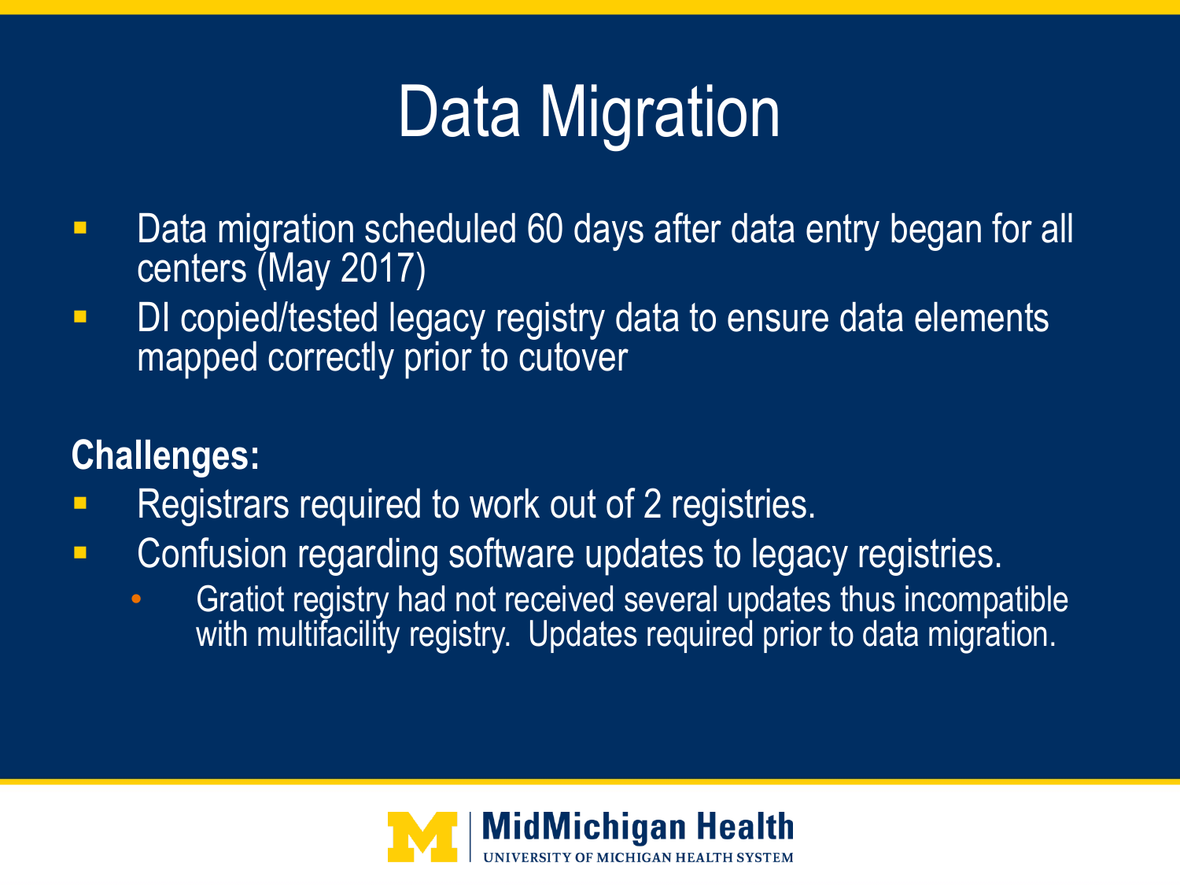# Data Migration

- Data migration scheduled 60 days after data entry began for all centers (May 2017)
- DI copied/tested legacy registry data to ensure data elements mapped correctly prior to cutover

**Challenges:**

- Registrars required to work out of 2 registries.
- Confusion regarding software updates to legacy registries.
  - Gratiot registry had not received several updates thus incompatible with multifacility registry. Updates required prior to data migration.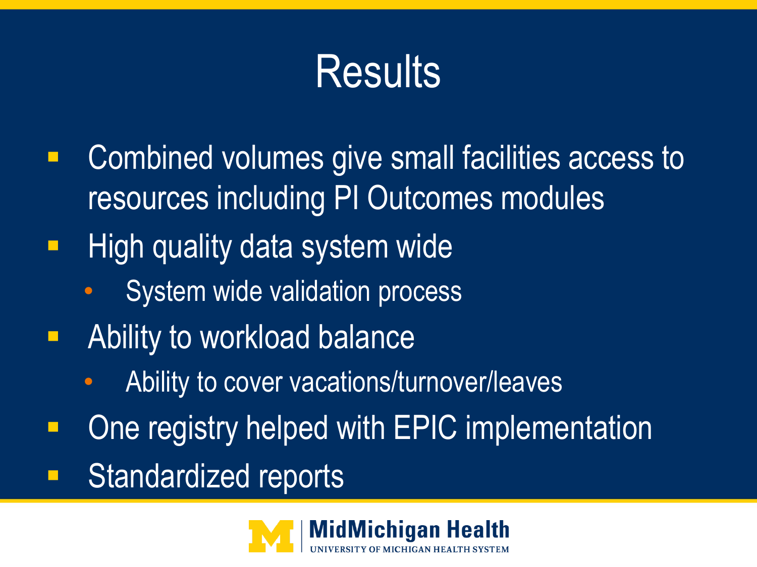# Results

- Combined volumes give small facilities access to resources including PI Outcomes modules
- High quality data system wide
  - System wide validation process
- Ability to workload balance
  - Ability to cover vacations/turnover/leaves
- One registry helped with EPIC implementation
- Standardized reports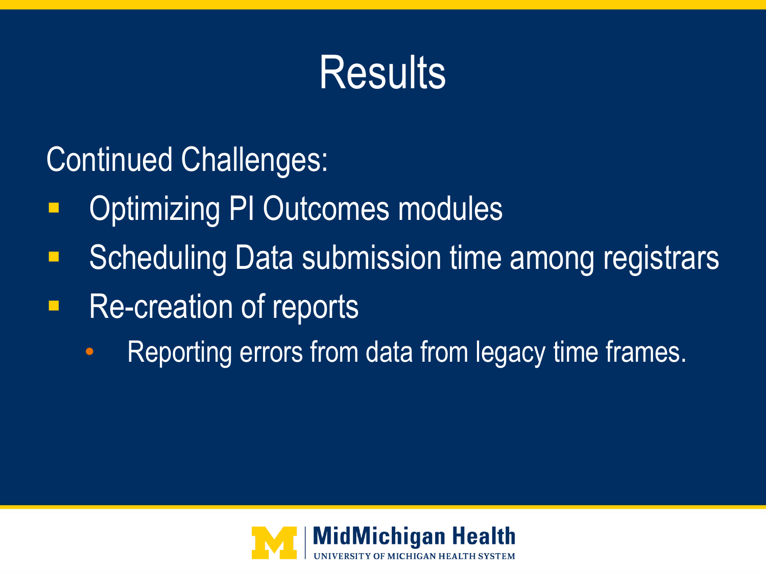# Results

Continued Challenges:

- Optimizing PI Outcomes modules
- Scheduling Data submission time among registrars
- Re-creation of reports
  - Reporting errors from data from legacy time frames.